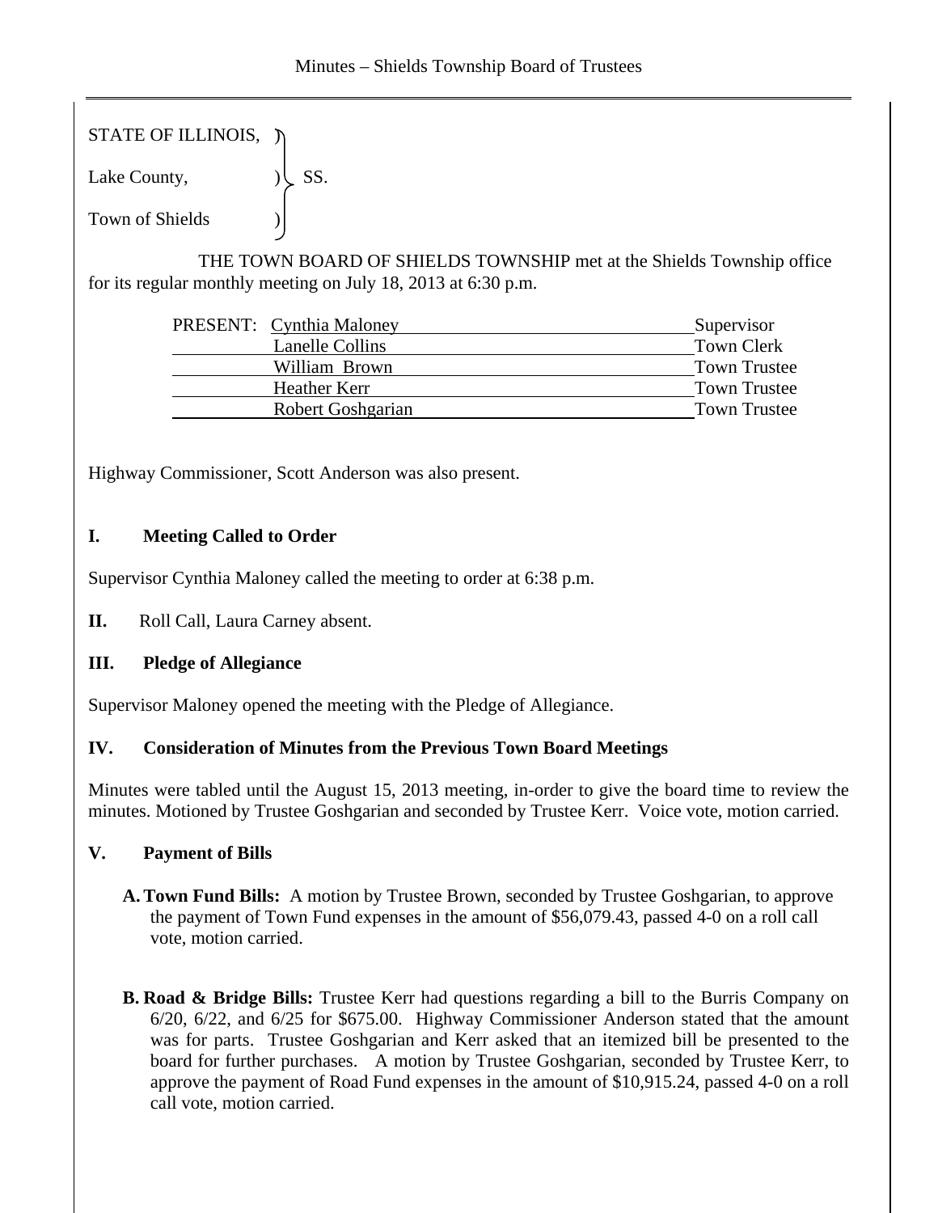STATE OF ILLINOIS, )
Lake County, ) SS.
Town of Shields )

THE TOWN BOARD OF SHIELDS TOWNSHIP met at the Shields Township office for its regular monthly meeting on July 18, 2013 at 6:30 p.m.

| PRESENT: | Cynthia Maloney | Supervisor |
|---|---|---|
| | Lanelle Collins | Town Clerk |
| | William Brown | Town Trustee |
| | Heather Kerr | Town Trustee |
| | Robert Goshgarian | Town Trustee |

Highway Commissioner, Scott Anderson was also present.

## I. Meeting Called to Order

Supervisor Cynthia Maloney called the meeting to order at 6:38 p.m.

**II.** Roll Call, Laura Carney absent.

## III. Pledge of Allegiance

Supervisor Maloney opened the meeting with the Pledge of Allegiance.

## IV. Consideration of Minutes from the Previous Town Board Meetings

Minutes were tabled until the August 15, 2013 meeting, in-order to give the board time to review the minutes. Motioned by Trustee Goshgarian and seconded by Trustee Kerr. Voice vote, motion carried.

## V. Payment of Bills

**A. Town Fund Bills:** A motion by Trustee Brown, seconded by Trustee Goshgarian, to approve the payment of Town Fund expenses in the amount of $56,079.43, passed 4-0 on a roll call vote, motion carried.

**B. Road & Bridge Bills:** Trustee Kerr had questions regarding a bill to the Burris Company on 6/20, 6/22, and 6/25 for $675.00. Highway Commissioner Anderson stated that the amount was for parts. Trustee Goshgarian and Kerr asked that an itemized bill be presented to the board for further purchases. A motion by Trustee Goshgarian, seconded by Trustee Kerr, to approve the payment of Road Fund expenses in the amount of $10,915.24, passed 4-0 on a roll call vote, motion carried.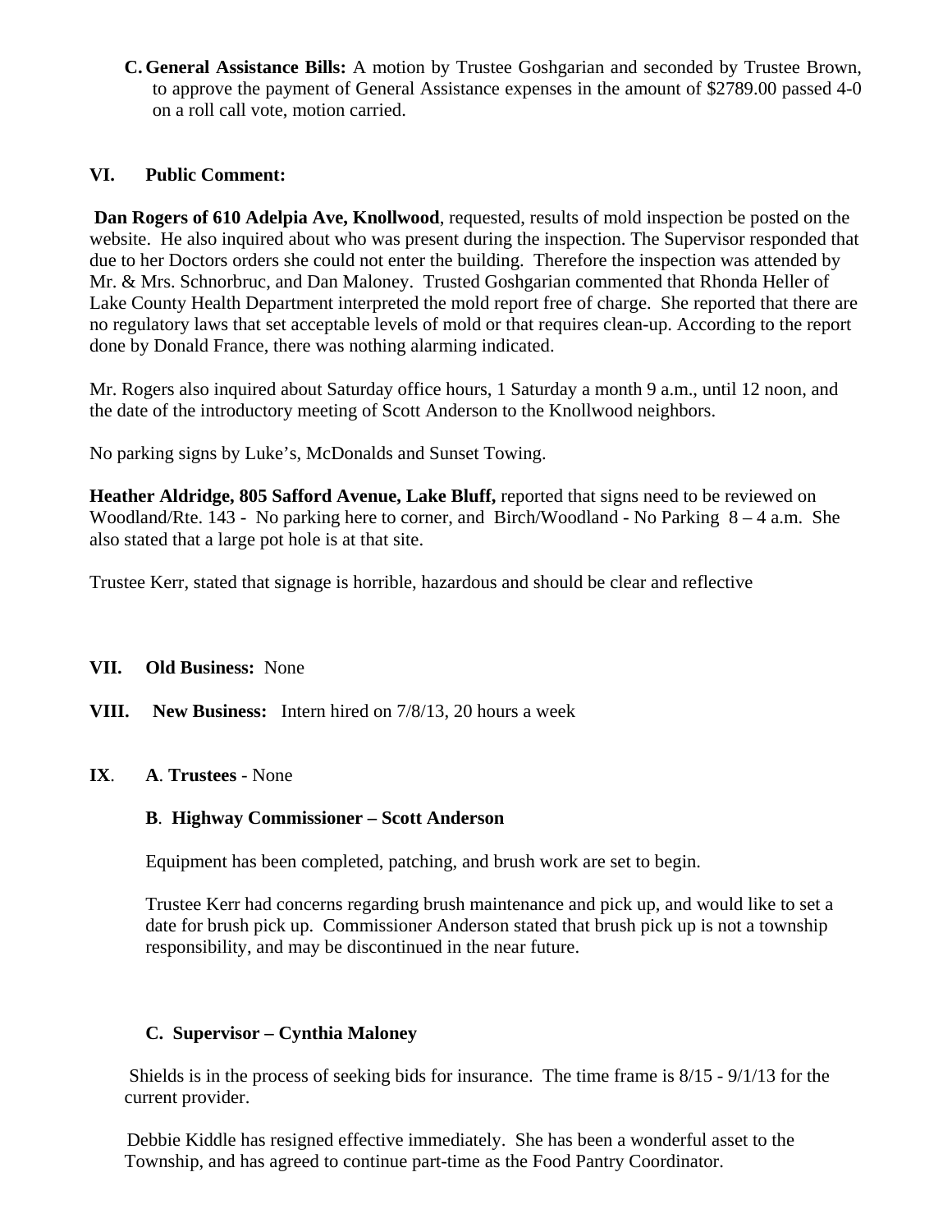**C. General Assistance Bills:** A motion by Trustee Goshgarian and seconded by Trustee Brown, to approve the payment of General Assistance expenses in the amount of $2789.00 passed 4-0 on a roll call vote, motion carried.

**VI. Public Comment:**

**Dan Rogers of 610 Adelpia Ave, Knollwood**, requested, results of mold inspection be posted on the website. He also inquired about who was present during the inspection. The Supervisor responded that due to her Doctors orders she could not enter the building. Therefore the inspection was attended by Mr. & Mrs. Schnorbruc, and Dan Maloney. Trusted Goshgarian commented that Rhonda Heller of Lake County Health Department interpreted the mold report free of charge. She reported that there are no regulatory laws that set acceptable levels of mold or that requires clean-up. According to the report done by Donald France, there was nothing alarming indicated.

Mr. Rogers also inquired about Saturday office hours, 1 Saturday a month 9 a.m., until 12 noon, and the date of the introductory meeting of Scott Anderson to the Knollwood neighbors.

No parking signs by Luke's, McDonalds and Sunset Towing.

**Heather Aldridge, 805 Safford Avenue, Lake Bluff,** reported that signs need to be reviewed on Woodland/Rte. 143 - No parking here to corner, and Birch/Woodland - No Parking 8 – 4 a.m. She also stated that a large pot hole is at that site.

Trustee Kerr, stated that signage is horrible, hazardous and should be clear and reflective

**VII. Old Business:** None

**VIII. New Business:** Intern hired on 7/8/13, 20 hours a week

**IX. A. Trustees** - None

**B. Highway Commissioner – Scott Anderson**

Equipment has been completed, patching, and brush work are set to begin.

Trustee Kerr had concerns regarding brush maintenance and pick up, and would like to set a date for brush pick up. Commissioner Anderson stated that brush pick up is not a township responsibility, and may be discontinued in the near future.

**C. Supervisor – Cynthia Maloney**

Shields is in the process of seeking bids for insurance. The time frame is 8/15 - 9/1/13 for the current provider.

Debbie Kiddle has resigned effective immediately. She has been a wonderful asset to the Township, and has agreed to continue part-time as the Food Pantry Coordinator.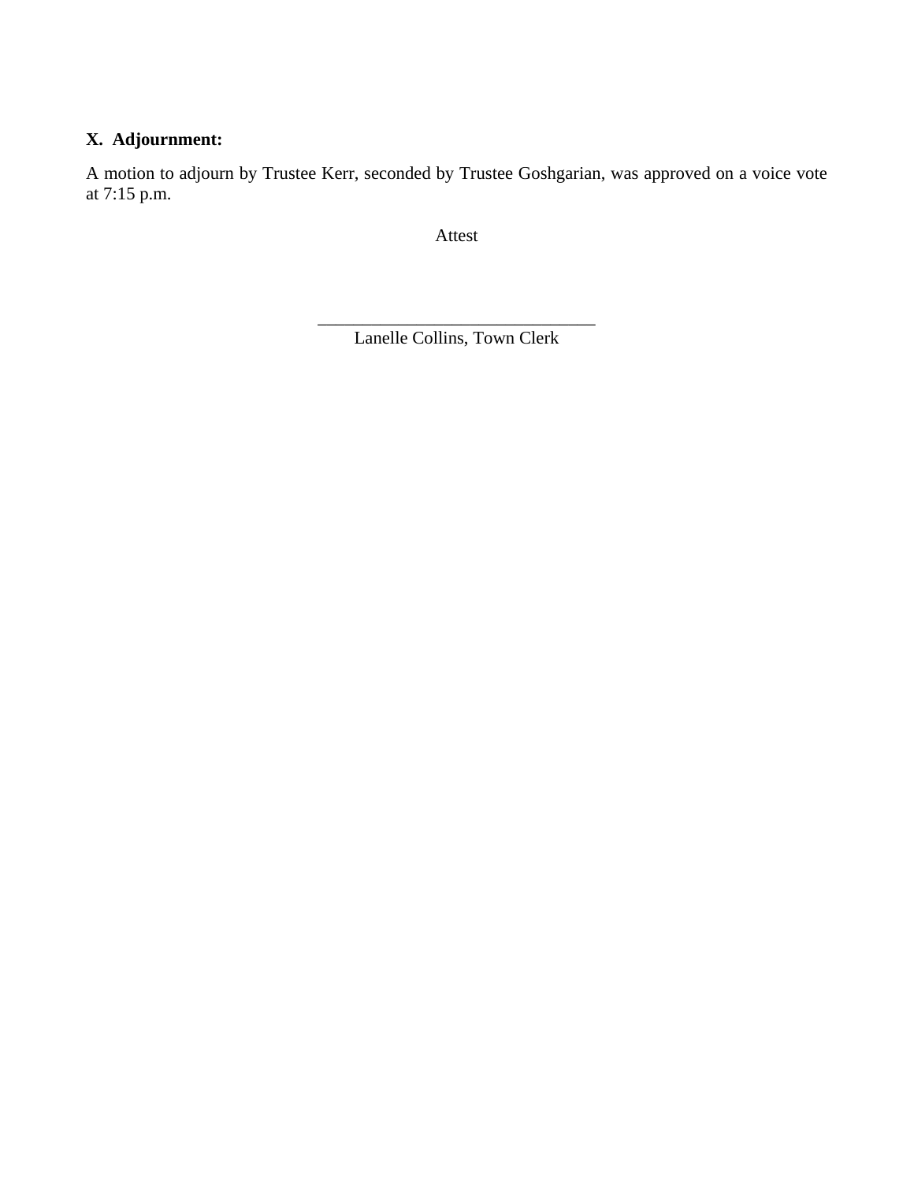**X. Adjournment:**

A motion to adjourn by Trustee Kerr, seconded by Trustee Goshgarian, was approved on a voice vote at 7:15 p.m.

Attest

\_\_\_\_\_\_\_\_\_\_\_\_\_\_\_\_\_\_\_\_\_\_\_\_\_\_\_\_\_\_\_\_

Lanelle Collins, Town Clerk